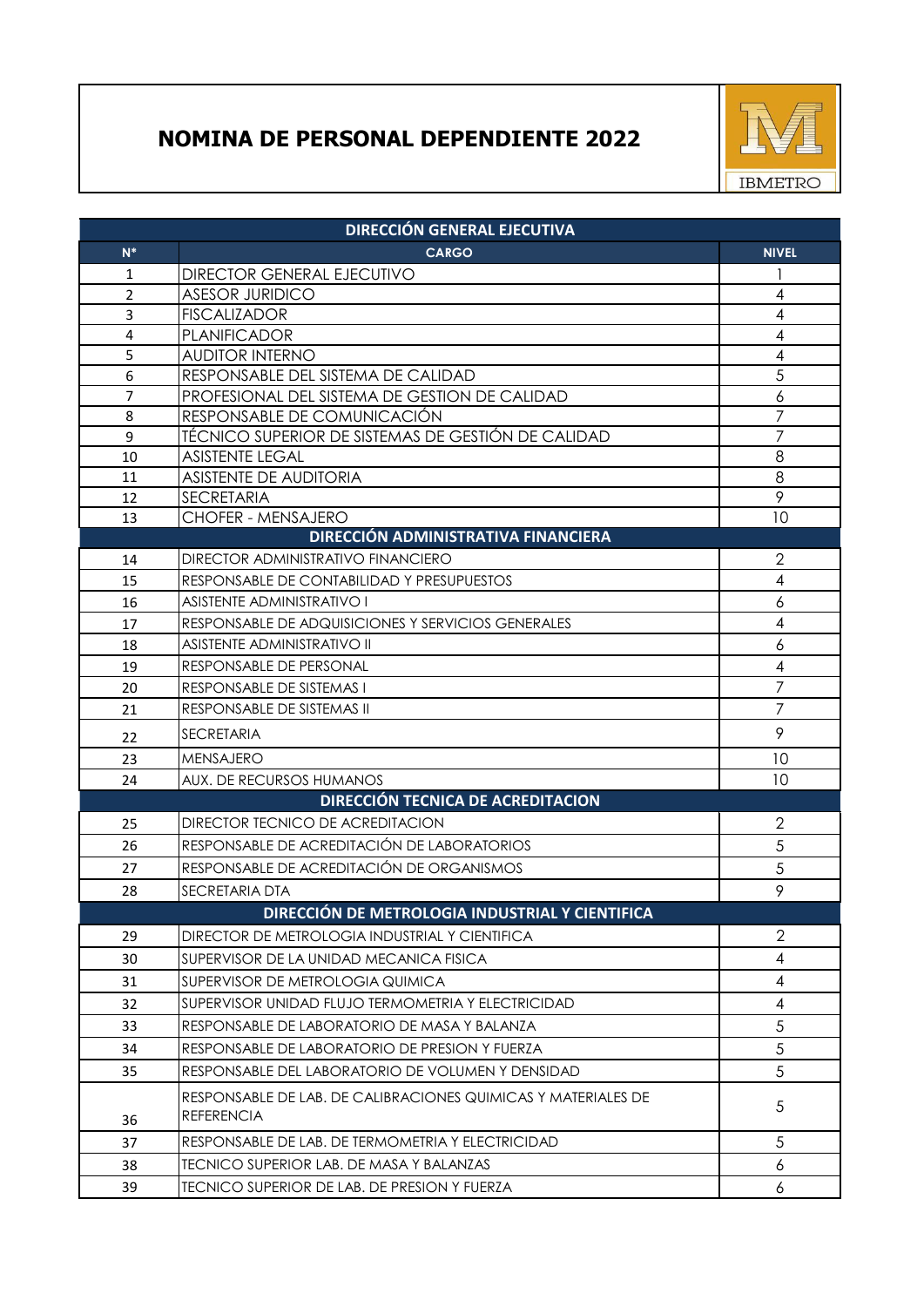# NOMINA DE PERSONAL DEPENDIENTE 2022

IBMETRO

| N* | CARGO | NIVEL |
|---|---|---|
| **DIRECCIÓN GENERAL EJECUTIVA** | | |
| 1 | DIRECTOR GENERAL EJECUTIVO | 1 |
| 2 | ASESOR JURIDICO | 4 |
| 3 | FISCALIZADOR | 4 |
| 4 | PLANIFICADOR | 4 |
| 5 | AUDITOR INTERNO | 4 |
| 6 | RESPONSABLE DEL SISTEMA DE CALIDAD | 5 |
| 7 | PROFESIONAL DEL SISTEMA DE GESTION DE CALIDAD | 6 |
| 8 | RESPONSABLE DE COMUNICACIÓN | 7 |
| 9 | TÉCNICO SUPERIOR DE SISTEMAS DE GESTIÓN DE CALIDAD | 7 |
| 10 | ASISTENTE LEGAL | 8 |
| 11 | ASISTENTE DE AUDITORIA | 8 |
| 12 | SECRETARIA | 9 |
| 13 | CHOFER - MENSAJERO | 10 |
| **DIRECCIÓN ADMINISTRATIVA FINANCIERA** | | |
| 14 | DIRECTOR ADMINISTRATIVO FINANCIERO | 2 |
| 15 | RESPONSABLE DE CONTABILIDAD Y PRESUPUESTOS | 4 |
| 16 | ASISTENTE ADMINISTRATIVO I | 6 |
| 17 | RESPONSABLE DE ADQUISICIONES Y SERVICIOS GENERALES | 4 |
| 18 | ASISTENTE ADMINISTRATIVO II | 6 |
| 19 | RESPONSABLE DE PERSONAL | 4 |
| 20 | RESPONSABLE DE SISTEMAS I | 7 |
| 21 | RESPONSABLE DE SISTEMAS II | 7 |
| 22 | SECRETARIA | 9 |
| 23 | MENSAJERO | 10 |
| 24 | AUX. DE RECURSOS HUMANOS | 10 |
| **DIRECCIÓN TECNICA DE ACREDITACION** | | |
| 25 | DIRECTOR TECNICO DE ACREDITACION | 2 |
| 26 | RESPONSABLE DE ACREDITACIÓN DE LABORATORIOS | 5 |
| 27 | RESPONSABLE DE ACREDITACIÓN DE ORGANISMOS | 5 |
| 28 | SECRETARIA DTA | 9 |
| **DIRECCIÓN DE METROLOGIA INDUSTRIAL Y CIENTIFICA** | | |
| 29 | DIRECTOR DE METROLOGIA INDUSTRIAL Y CIENTIFICA | 2 |
| 30 | SUPERVISOR DE LA UNIDAD MECANICA FISICA | 4 |
| 31 | SUPERVISOR DE METROLOGIA QUIMICA | 4 |
| 32 | SUPERVISOR UNIDAD FLUJO TERMOMETRIA Y ELECTRICIDAD | 4 |
| 33 | RESPONSABLE DE LABORATORIO DE MASA Y BALANZA | 5 |
| 34 | RESPONSABLE DE LABORATORIO DE PRESION Y FUERZA | 5 |
| 35 | RESPONSABLE DEL LABORATORIO DE VOLUMEN Y DENSIDAD | 5 |
| 36 | RESPONSABLE DE LAB. DE CALIBRACIONES QUIMICAS Y MATERIALES DE REFERENCIA | 5 |
| 37 | RESPONSABLE DE LAB. DE TERMOMETRIA Y ELECTRICIDAD | 5 |
| 38 | TECNICO SUPERIOR LAB. DE MASA Y BALANZAS | 6 |
| 39 | TECNICO SUPERIOR DE LAB. DE PRESION Y FUERZA | 6 |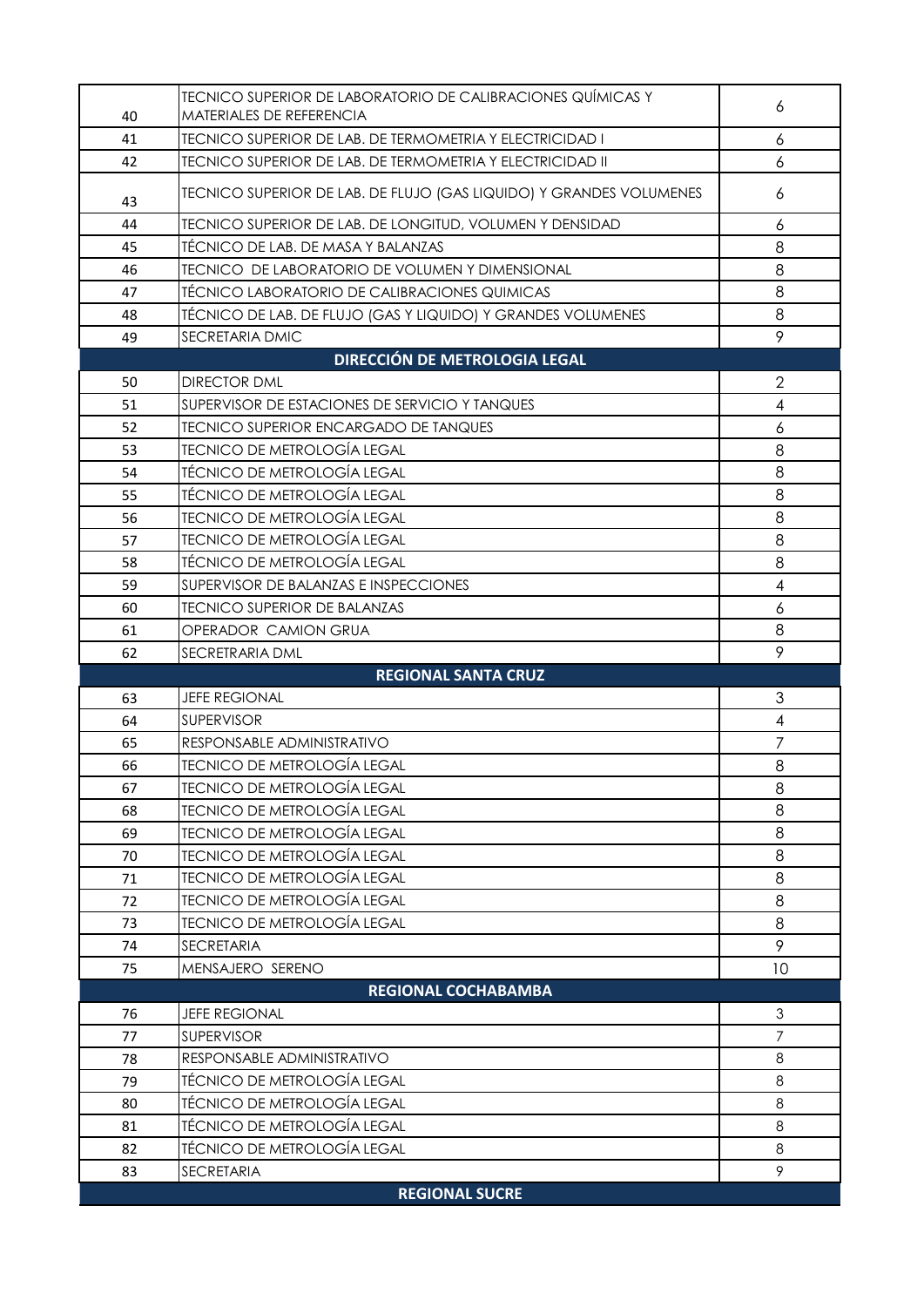| | | |
|---|---|---|
| 40 | TECNICO SUPERIOR DE LABORATORIO DE CALIBRACIONES QUÍMICAS Y MATERIALES DE REFERENCIA | 6 |
| 41 | TECNICO SUPERIOR DE LAB. DE TERMOMETRIA Y ELECTRICIDAD I | 6 |
| 42 | TECNICO SUPERIOR DE LAB. DE TERMOMETRIA Y ELECTRICIDAD II | 6 |
| 43 | TECNICO SUPERIOR DE LAB. DE FLUJO (GAS LIQUIDO) Y GRANDES VOLUMENES | 6 |
| 44 | TECNICO SUPERIOR DE LAB. DE LONGITUD, VOLUMEN Y DENSIDAD | 6 |
| 45 | TÉCNICO DE LAB. DE MASA Y BALANZAS | 8 |
| 46 | TECNICO DE LABORATORIO DE VOLUMEN Y DIMENSIONAL | 8 |
| 47 | TÉCNICO LABORATORIO DE CALIBRACIONES QUIMICAS | 8 |
| 48 | TÉCNICO DE LAB. DE FLUJO (GAS Y LIQUIDO) Y GRANDES VOLUMENES | 8 |
| 49 | SECRETARIA DMIC | 9 |
| | **DIRECCIÓN DE METROLOGIA LEGAL** | |
| 50 | DIRECTOR DML | 2 |
| 51 | SUPERVISOR DE ESTACIONES DE SERVICIO Y TANQUES | 4 |
| 52 | TECNICO SUPERIOR ENCARGADO DE TANQUES | 6 |
| 53 | TECNICO DE METROLOGÍA LEGAL | 8 |
| 54 | TÉCNICO DE METROLOGÍA LEGAL | 8 |
| 55 | TÉCNICO DE METROLOGÍA LEGAL | 8 |
| 56 | TECNICO DE METROLOGÍA LEGAL | 8 |
| 57 | TECNICO DE METROLOGÍA LEGAL | 8 |
| 58 | TÉCNICO DE METROLOGÍA LEGAL | 8 |
| 59 | SUPERVISOR DE BALANZAS E INSPECCIONES | 4 |
| 60 | TECNICO SUPERIOR DE BALANZAS | 6 |
| 61 | OPERADOR CAMION GRUA | 8 |
| 62 | SECRETRARIA DML | 9 |
| | **REGIONAL SANTA CRUZ** | |
| 63 | JEFE REGIONAL | 3 |
| 64 | SUPERVISOR | 4 |
| 65 | RESPONSABLE ADMINISTRATIVO | 7 |
| 66 | TECNICO DE METROLOGÍA LEGAL | 8 |
| 67 | TECNICO DE METROLOGÍA LEGAL | 8 |
| 68 | TECNICO DE METROLOGÍA LEGAL | 8 |
| 69 | TECNICO DE METROLOGÍA LEGAL | 8 |
| 70 | TECNICO DE METROLOGÍA LEGAL | 8 |
| 71 | TECNICO DE METROLOGÍA LEGAL | 8 |
| 72 | TECNICO DE METROLOGÍA LEGAL | 8 |
| 73 | TECNICO DE METROLOGÍA LEGAL | 8 |
| 74 | SECRETARIA | 9 |
| 75 | MENSAJERO SERENO | 10 |
| | **REGIONAL COCHABAMBA** | |
| 76 | JEFE REGIONAL | 3 |
| 77 | SUPERVISOR | 7 |
| 78 | RESPONSABLE ADMINISTRATIVO | 8 |
| 79 | TÉCNICO DE METROLOGÍA LEGAL | 8 |
| 80 | TÉCNICO DE METROLOGÍA LEGAL | 8 |
| 81 | TÉCNICO DE METROLOGÍA LEGAL | 8 |
| 82 | TÉCNICO DE METROLOGÍA LEGAL | 8 |
| 83 | SECRETARIA | 9 |
| | **REGIONAL SUCRE** | |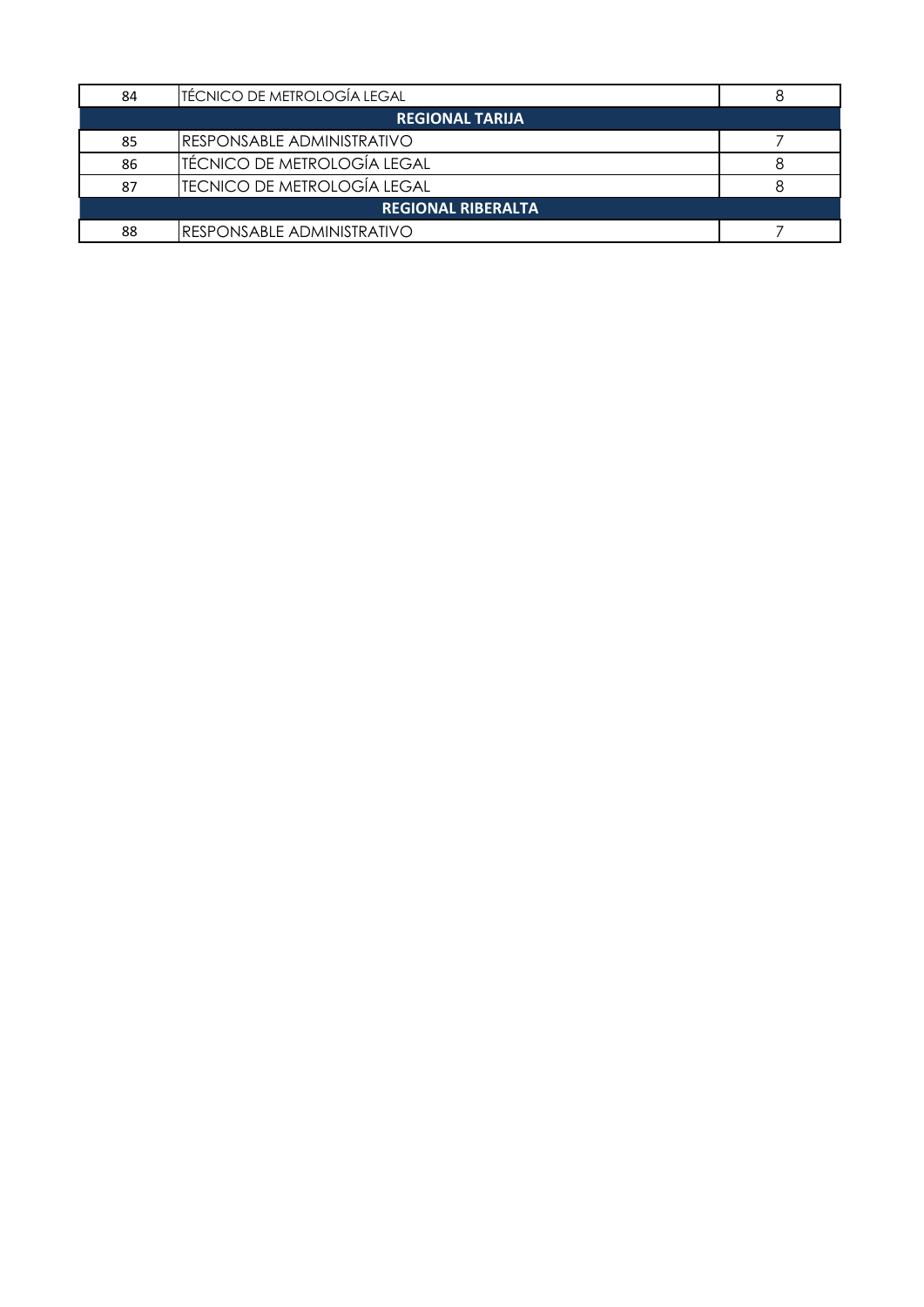| | | |
|---|---|---|
| 84 | TÉCNICO DE METROLOGÍA LEGAL | 8 |
| **REGIONAL TARIJA** | | |
| 85 | RESPONSABLE ADMINISTRATIVO | 7 |
| 86 | TÉCNICO DE METROLOGÍA LEGAL | 8 |
| 87 | TECNICO DE METROLOGÍA LEGAL | 8 |
| **REGIONAL RIBERALTA** | | |
| 88 | RESPONSABLE ADMINISTRATIVO | 7 |